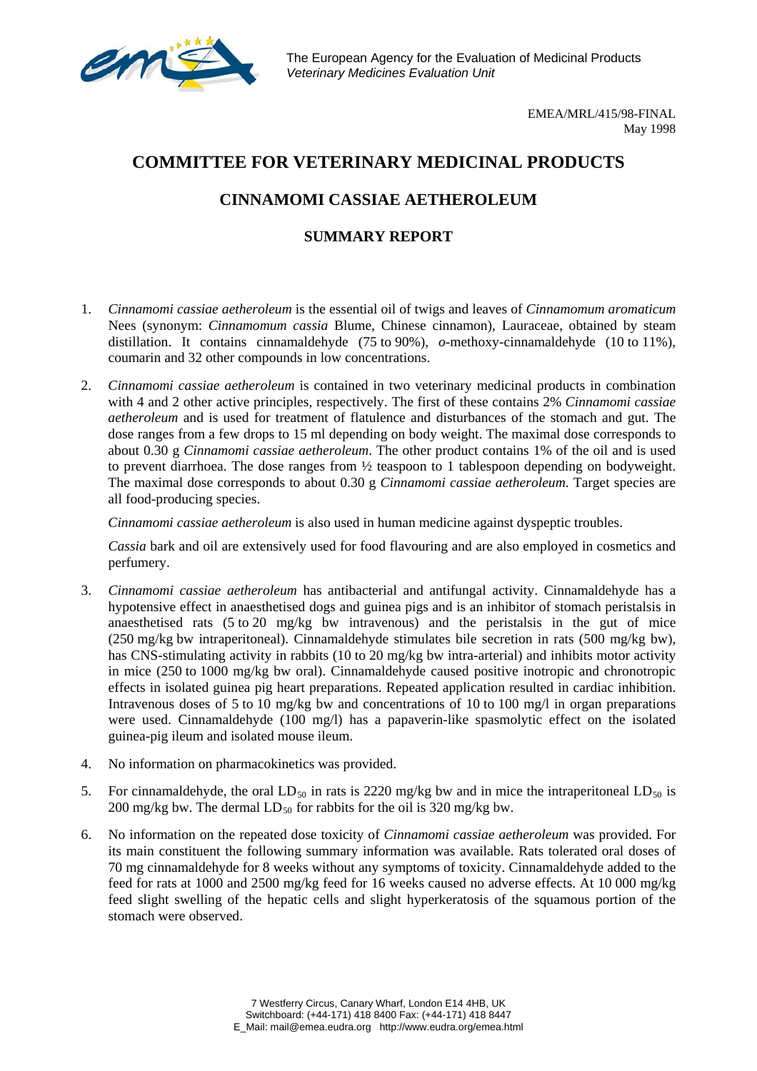The European Agency for the Evaluation of Medicinal Products
*Veterinary Medicines Evaluation Unit*

EMEA/MRL/415/98-FINAL
May 1998

# COMMITTEE FOR VETERINARY MEDICINAL PRODUCTS

## CINNAMOMI CASSIAE AETHEROLEUM

### SUMMARY REPORT

1. *Cinnamomi cassiae aetheroleum* is the essential oil of twigs and leaves of *Cinnamomum aromaticum* Nees (synonym: *Cinnamomum cassia* Blume, Chinese cinnamon), Lauraceae, obtained by steam distillation. It contains cinnamaldehyde (75 to 90%), *o*-methoxy-cinnamaldehyde (10 to 11%), coumarin and 32 other compounds in low concentrations.

2. *Cinnamomi cassiae aetheroleum* is contained in two veterinary medicinal products in combination with 4 and 2 other active principles, respectively. The first of these contains 2% *Cinnamomi cassiae aetheroleum* and is used for treatment of flatulence and disturbances of the stomach and gut. The dose ranges from a few drops to 15 ml depending on body weight. The maximal dose corresponds to about 0.30 g *Cinnamomi cassiae aetheroleum*. The other product contains 1% of the oil and is used to prevent diarrhoea. The dose ranges from ½ teaspoon to 1 tablespoon depending on bodyweight. The maximal dose corresponds to about 0.30 g *Cinnamomi cassiae aetheroleum*. Target species are all food-producing species.

   *Cinnamomi cassiae aetheroleum* is also used in human medicine against dyspeptic troubles.

   *Cassia* bark and oil are extensively used for food flavouring and are also employed in cosmetics and perfumery.

3. *Cinnamomi cassiae aetheroleum* has antibacterial and antifungal activity. Cinnamaldehyde has a hypotensive effect in anaesthetised dogs and guinea pigs and is an inhibitor of stomach peristalsis in anaesthetised rats (5 to 20 mg/kg bw intravenous) and the peristalsis in the gut of mice (250 mg/kg bw intraperitoneal). Cinnamaldehyde stimulates bile secretion in rats (500 mg/kg bw), has CNS-stimulating activity in rabbits (10 to 20 mg/kg bw intra-arterial) and inhibits motor activity in mice (250 to 1000 mg/kg bw oral). Cinnamaldehyde caused positive inotropic and chronotropic effects in isolated guinea pig heart preparations. Repeated application resulted in cardiac inhibition. Intravenous doses of 5 to 10 mg/kg bw and concentrations of 10 to 100 mg/l in organ preparations were used. Cinnamaldehyde (100 mg/l) has a papaverin-like spasmolytic effect on the isolated guinea-pig ileum and isolated mouse ileum.

4. No information on pharmacokinetics was provided.

5. For cinnamaldehyde, the oral $LD_{50}$ in rats is 2220 mg/kg bw and in mice the intraperitoneal $LD_{50}$ is 200 mg/kg bw. The dermal $LD_{50}$ for rabbits for the oil is 320 mg/kg bw.

6. No information on the repeated dose toxicity of *Cinnamomi cassiae aetheroleum* was provided. For its main constituent the following summary information was available. Rats tolerated oral doses of 70 mg cinnamaldehyde for 8 weeks without any symptoms of toxicity. Cinnamaldehyde added to the feed for rats at 1000 and 2500 mg/kg feed for 16 weeks caused no adverse effects. At 10 000 mg/kg feed slight swelling of the hepatic cells and slight hyperkeratosis of the squamous portion of the stomach were observed.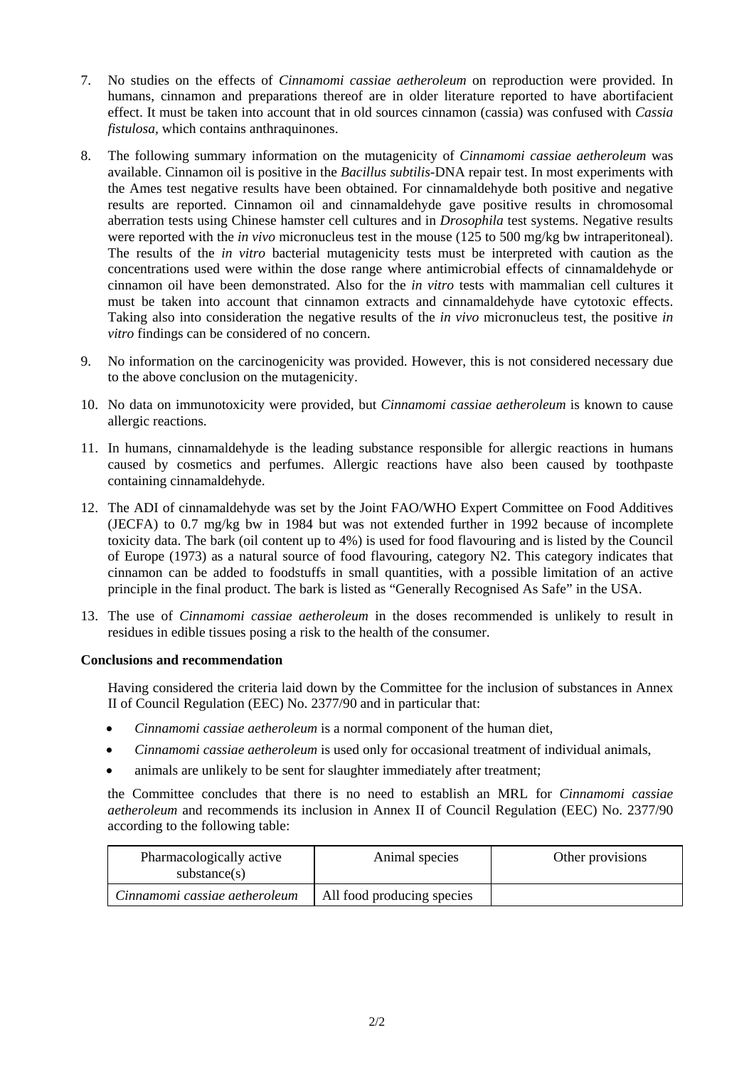7. No studies on the effects of *Cinnamomi cassiae aetheroleum* on reproduction were provided. In humans, cinnamon and preparations thereof are in older literature reported to have abortifacient effect. It must be taken into account that in old sources cinnamon (cassia) was confused with *Cassia fistulosa,* which contains anthraquinones.

8. The following summary information on the mutagenicity of *Cinnamomi cassiae aetheroleum* was available. Cinnamon oil is positive in the *Bacillus subtilis*-DNA repair test. In most experiments with the Ames test negative results have been obtained. For cinnamaldehyde both positive and negative results are reported. Cinnamon oil and cinnamaldehyde gave positive results in chromosomal aberration tests using Chinese hamster cell cultures and in *Drosophila* test systems. Negative results were reported with the *in vivo* micronucleus test in the mouse (125 to 500 mg/kg bw intraperitoneal). The results of the *in vitro* bacterial mutagenicity tests must be interpreted with caution as the concentrations used were within the dose range where antimicrobial effects of cinnamaldehyde or cinnamon oil have been demonstrated. Also for the *in vitro* tests with mammalian cell cultures it must be taken into account that cinnamon extracts and cinnamaldehyde have cytotoxic effects. Taking also into consideration the negative results of the *in vivo* micronucleus test, the positive *in vitro* findings can be considered of no concern.

9. No information on the carcinogenicity was provided. However, this is not considered necessary due to the above conclusion on the mutagenicity.

10. No data on immunotoxicity were provided, but *Cinnamomi cassiae aetheroleum* is known to cause allergic reactions.

11. In humans, cinnamaldehyde is the leading substance responsible for allergic reactions in humans caused by cosmetics and perfumes. Allergic reactions have also been caused by toothpaste containing cinnamaldehyde.

12. The ADI of cinnamaldehyde was set by the Joint FAO/WHO Expert Committee on Food Additives (JECFA) to 0.7 mg/kg bw in 1984 but was not extended further in 1992 because of incomplete toxicity data. The bark (oil content up to 4%) is used for food flavouring and is listed by the Council of Europe (1973) as a natural source of food flavouring, category N2. This category indicates that cinnamon can be added to foodstuffs in small quantities, with a possible limitation of an active principle in the final product. The bark is listed as "Generally Recognised As Safe" in the USA.

13. The use of *Cinnamomi cassiae aetheroleum* in the doses recommended is unlikely to result in residues in edible tissues posing a risk to the health of the consumer.

**Conclusions and recommendation**

Having considered the criteria laid down by the Committee for the inclusion of substances in Annex II of Council Regulation (EEC) No. 2377/90 and in particular that:

- *Cinnamomi cassiae aetheroleum* is a normal component of the human diet,
- *Cinnamomi cassiae aetheroleum* is used only for occasional treatment of individual animals,
- animals are unlikely to be sent for slaughter immediately after treatment;

the Committee concludes that there is no need to establish an MRL for *Cinnamomi cassiae aetheroleum* and recommends its inclusion in Annex II of Council Regulation (EEC) No. 2377/90 according to the following table:

| Pharmacologically active substance(s) | Animal species | Other provisions |
|---|---|---|
| *Cinnamomi cassiae aetheroleum* | All food producing species | |